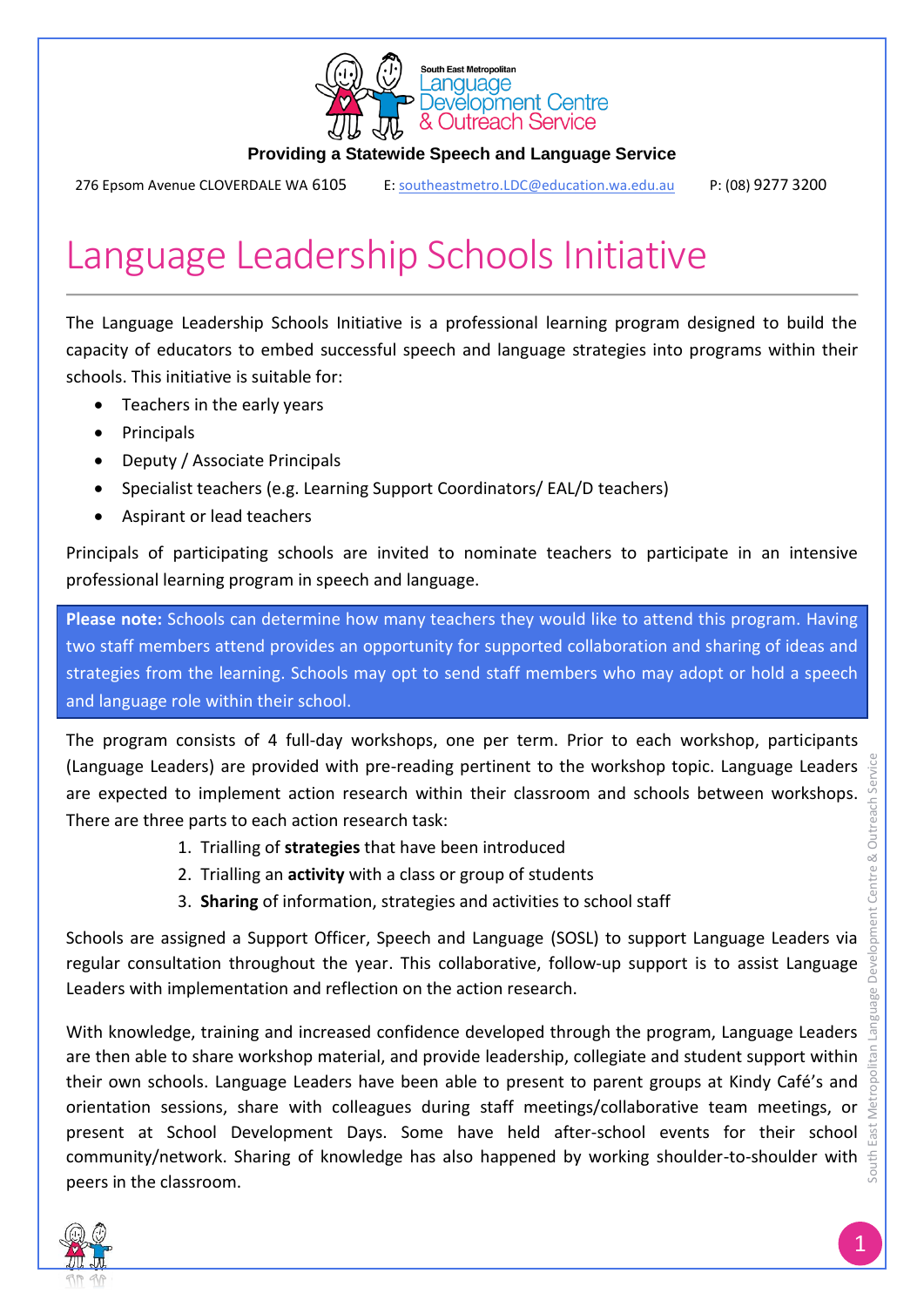South East Metropolitan Language Development Centre & Outreach Service

**Providing a Statewide Speech and Language Service**

276 Epsom Avenue CLOVERDALE WA 6105 E: southeastmetro.LDC@education.wa.edu.au P: (08) 9277 3200

# Language Leadership Schools Initiative

The Language Leadership Schools Initiative is a professional learning program designed to build the capacity of educators to embed successful speech and language strategies into programs within their schools. This initiative is suitable for:

- Teachers in the early years
- Principals
- Deputy / Associate Principals
- Specialist teachers (e.g. Learning Support Coordinators/ EAL/D teachers)
- Aspirant or lead teachers

Principals of participating schools are invited to nominate teachers to participate in an intensive professional learning program in speech and language.

**Please note:** Schools can determine how many teachers they would like to attend this program. Having two staff members attend provides an opportunity for supported collaboration and sharing of ideas and strategies from the learning. Schools may opt to send staff members who may adopt or hold a speech and language role within their school.

The program consists of 4 full-day workshops, one per term. Prior to each workshop, participants (Language Leaders) are provided with pre-reading pertinent to the workshop topic. Language Leaders are expected to implement action research within their classroom and schools between workshops. There are three parts to each action research task:

1. Trialling of **strategies** that have been introduced
2. Trialling an **activity** with a class or group of students
3. **Sharing** of information, strategies and activities to school staff

Schools are assigned a Support Officer, Speech and Language (SOSL) to support Language Leaders via regular consultation throughout the year. This collaborative, follow-up support is to assist Language Leaders with implementation and reflection on the action research.

With knowledge, training and increased confidence developed through the program, Language Leaders are then able to share workshop material, and provide leadership, collegiate and student support within their own schools. Language Leaders have been able to present to parent groups at Kindy Café's and orientation sessions, share with colleagues during staff meetings/collaborative team meetings, or present at School Development Days. Some have held after-school events for their school community/network. Sharing of knowledge has also happened by working shoulder-to-shoulder with peers in the classroom.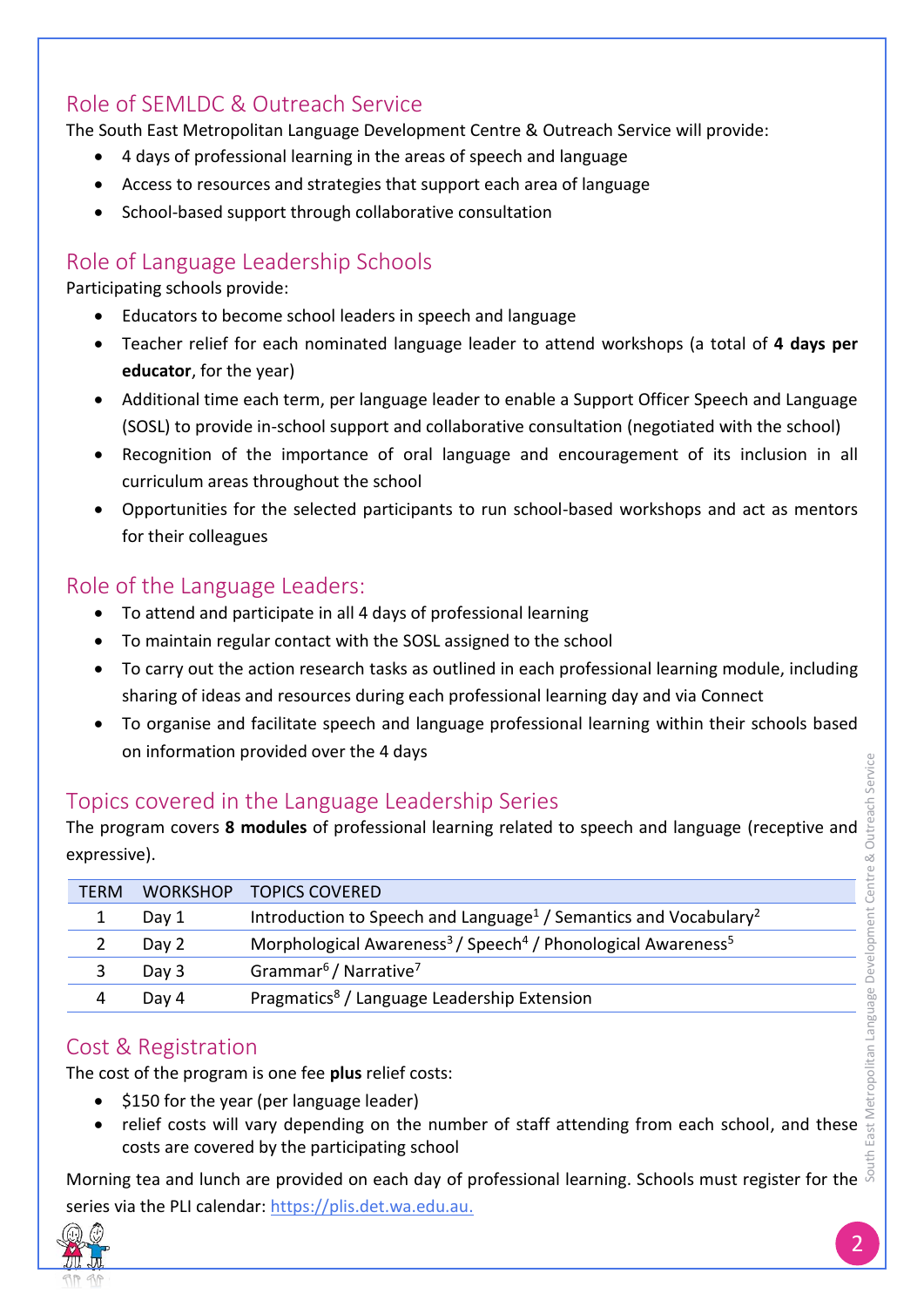## Role of SEMLDC & Outreach Service

The South East Metropolitan Language Development Centre & Outreach Service will provide:

- 4 days of professional learning in the areas of speech and language
- Access to resources and strategies that support each area of language
- School-based support through collaborative consultation

## Role of Language Leadership Schools

Participating schools provide:

- Educators to become school leaders in speech and language
- Teacher relief for each nominated language leader to attend workshops (a total of **4 days per educator**, for the year)
- Additional time each term, per language leader to enable a Support Officer Speech and Language (SOSL) to provide in-school support and collaborative consultation (negotiated with the school)
- Recognition of the importance of oral language and encouragement of its inclusion in all curriculum areas throughout the school
- Opportunities for the selected participants to run school-based workshops and act as mentors for their colleagues

## Role of the Language Leaders:

- To attend and participate in all 4 days of professional learning
- To maintain regular contact with the SOSL assigned to the school
- To carry out the action research tasks as outlined in each professional learning module, including sharing of ideas and resources during each professional learning day and via Connect
- To organise and facilitate speech and language professional learning within their schools based on information provided over the 4 days

## Topics covered in the Language Leadership Series

The program covers **8 modules** of professional learning related to speech and language (receptive and expressive).

| TERM | WORKSHOP | TOPICS COVERED |
|---|---|---|
| 1 | Day 1 | Introduction to Speech and Language[1] / Semantics and Vocabulary[2] |
| 2 | Day 2 | Morphological Awareness[3] / Speech[4] / Phonological Awareness[5] |
| 3 | Day 3 | Grammar[6] / Narrative[7] |
| 4 | Day 4 | Pragmatics[8] / Language Leadership Extension |

## Cost & Registration

The cost of the program is one fee **plus** relief costs:

- $150 for the year (per language leader)
- relief costs will vary depending on the number of staff attending from each school, and these costs are covered by the participating school

Morning tea and lunch are provided on each day of professional learning. Schools must register for the series via the PLI calendar: https://plis.det.wa.edu.au.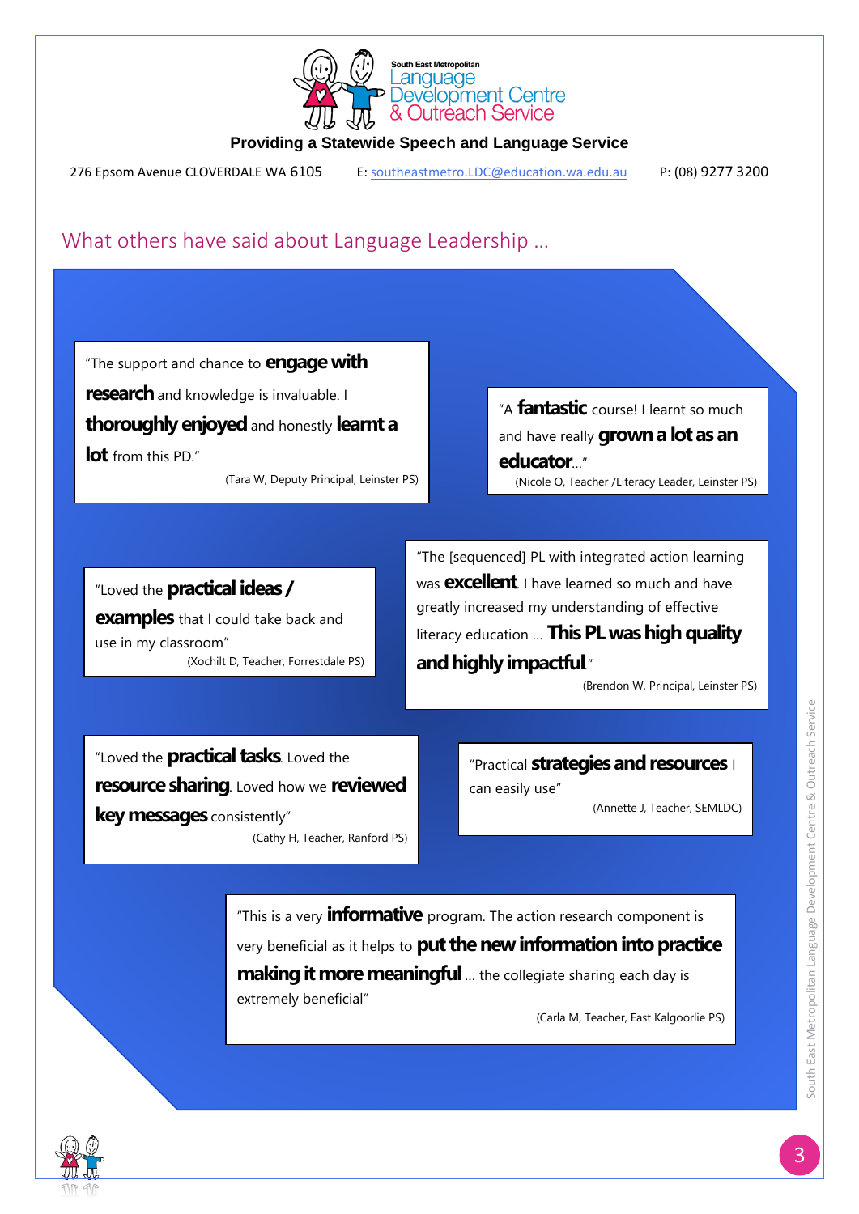South East Metropolitan
Language
Development Centre
& Outreach Service

**Providing a Statewide Speech and Language Service**

276 Epsom Avenue CLOVERDALE WA 6105    E: southeastmetro.LDC@education.wa.edu.au    P: (08) 9277 3200

## What others have said about Language Leadership …

"The support and chance to **engage with research** and knowledge is invaluable. I **thoroughly enjoyed** and honestly **learnt a lot** from this PD."

(Tara W, Deputy Principal, Leinster PS)

"A **fantastic** course! I learnt so much and have really **grown a lot as an educator**…"

(Nicole O, Teacher /Literacy Leader, Leinster PS)

"Loved the **practical ideas / examples** that I could take back and use in my classroom"

(Xochilt D, Teacher, Forrestdale PS)

"The [sequenced] PL with integrated action learning was **excellent**. I have learned so much and have greatly increased my understanding of effective literacy education … **This PL was high quality and highly impactful**."

(Brendon W, Principal, Leinster PS)

"Loved the **practical tasks**. Loved the **resource sharing**. Loved how we **reviewed key messages** consistently"

(Cathy H, Teacher, Ranford PS)

"Practical **strategies and resources** I can easily use"

(Annette J, Teacher, SEMLDC)

"This is a very **informative** program. The action research component is very beneficial as it helps to **put the new information into practice making it more meaningful** … the collegiate sharing each day is extremely beneficial"

(Carla M, Teacher, East Kalgoorlie PS)